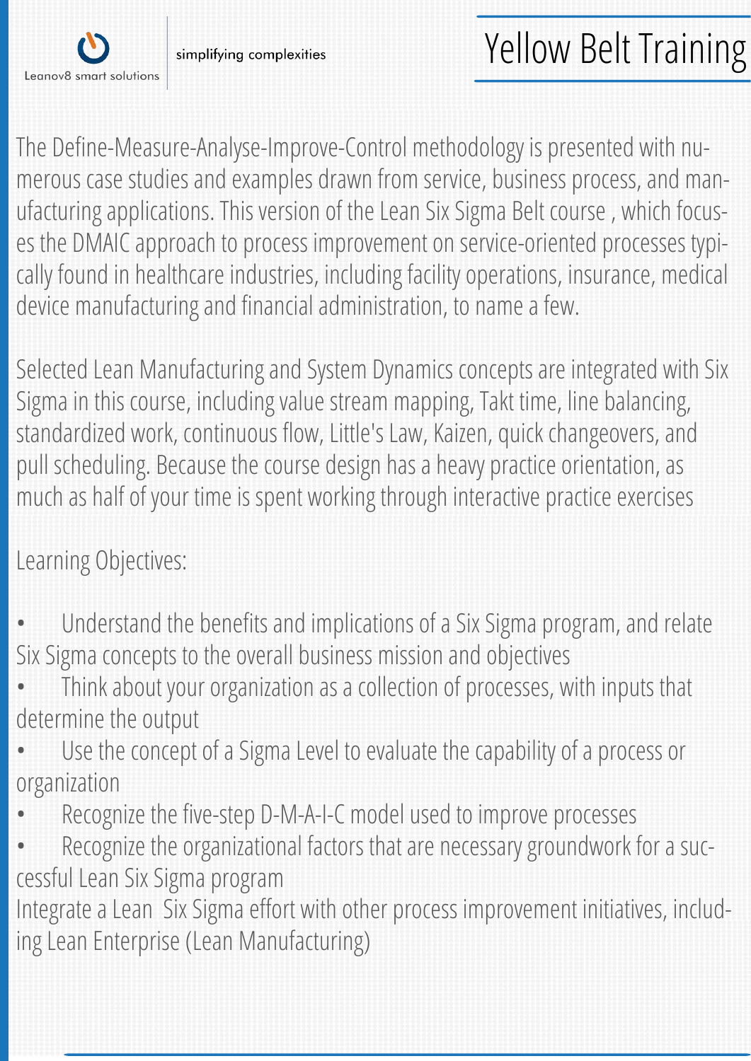Leanov8 smart solutions

simplifying complexities

# Yellow Belt Training

The Define-Measure-Analyse-Improve-Control methodology is presented with numerous case studies and examples drawn from service, business process, and manufacturing applications. This version of the Lean Six Sigma Belt course , which focuses the DMAIC approach to process improvement on service-oriented processes typically found in healthcare industries, including facility operations, insurance, medical device manufacturing and financial administration, to name a few.

Selected Lean Manufacturing and System Dynamics concepts are integrated with Six Sigma in this course, including value stream mapping, Takt time, line balancing, standardized work, continuous flow, Little's Law, Kaizen, quick changeovers, and pull scheduling. Because the course design has a heavy practice orientation, as much as half of your time is spent working through interactive practice exercises

Learning Objectives:

- Understand the benefits and implications of a Six Sigma program, and relate Six Sigma concepts to the overall business mission and objectives
- Think about your organization as a collection of processes, with inputs that determine the output
- Use the concept of a Sigma Level to evaluate the capability of a process or organization
- Recognize the five-step D-M-A-I-C model used to improve processes
- Recognize the organizational factors that are necessary groundwork for a successful Lean Six Sigma program

Integrate a Lean Six Sigma effort with other process improvement initiatives, including Lean Enterprise (Lean Manufacturing)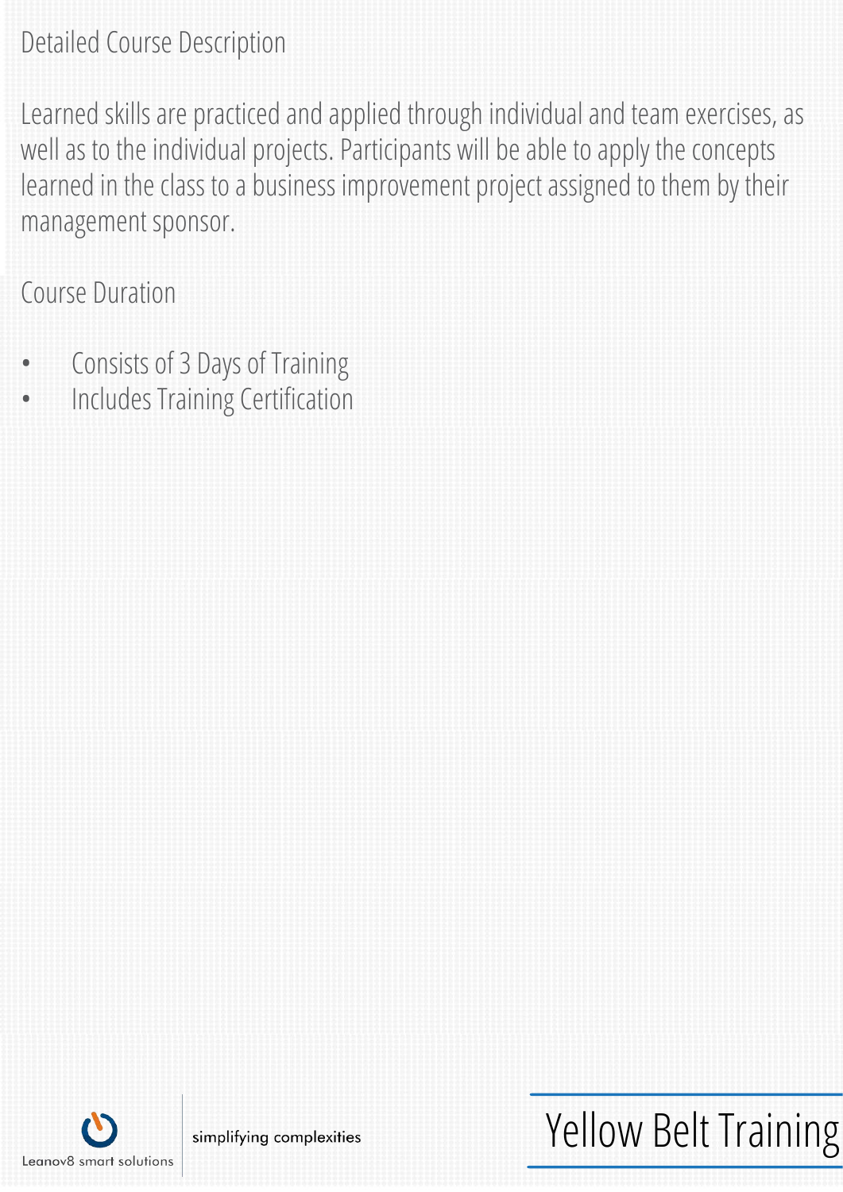## Detailed Course Description

Learned skills are practiced and applied through individual and team exercises, as well as to the individual projects. Participants will be able to apply the concepts learned in the class to a business improvement project assigned to them by their management sponsor.

## Course Duration

- Consists of 3 Days of Training
- Includes Training Certification